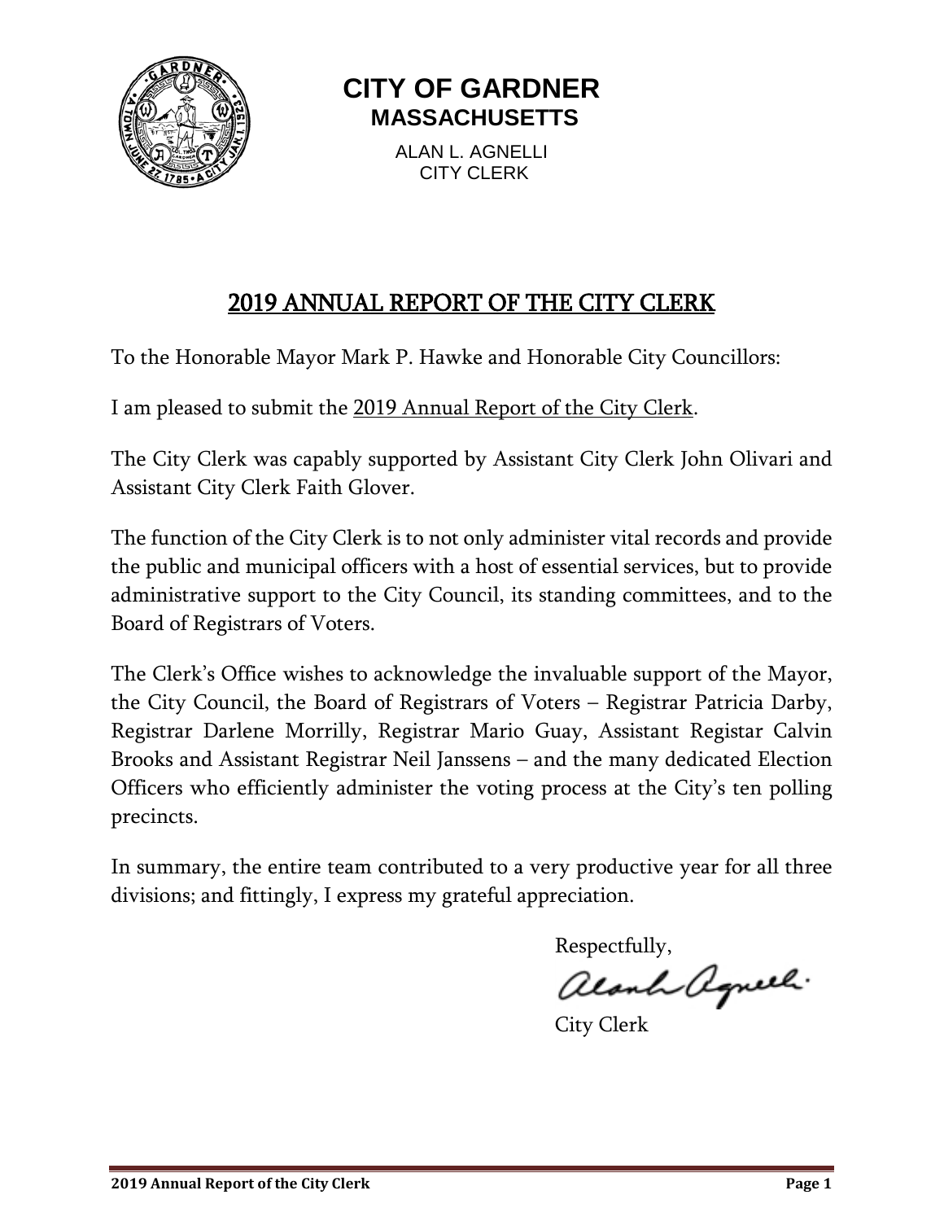# CITY OF GARDNER
## MASSACHUSETTS

ALAN L. AGNELLI
CITY CLERK

## 2019 ANNUAL REPORT OF THE CITY CLERK

To the Honorable Mayor Mark P. Hawke and Honorable City Councillors:

I am pleased to submit the 2019 Annual Report of the City Clerk.

The City Clerk was capably supported by Assistant City Clerk John Olivari and Assistant City Clerk Faith Glover.

The function of the City Clerk is to not only administer vital records and provide the public and municipal officers with a host of essential services, but to provide administrative support to the City Council, its standing committees, and to the Board of Registrars of Voters.

The Clerk's Office wishes to acknowledge the invaluable support of the Mayor, the City Council, the Board of Registrars of Voters – Registrar Patricia Darby, Registrar Darlene Morrilly, Registrar Mario Guay, Assistant Registar Calvin Brooks and Assistant Registrar Neil Janssens – and the many dedicated Election Officers who efficiently administer the voting process at the City's ten polling precincts.

In summary, the entire team contributed to a very productive year for all three divisions; and fittingly, I express my grateful appreciation.

Respectfully,

Alan L. Agnelli

City Clerk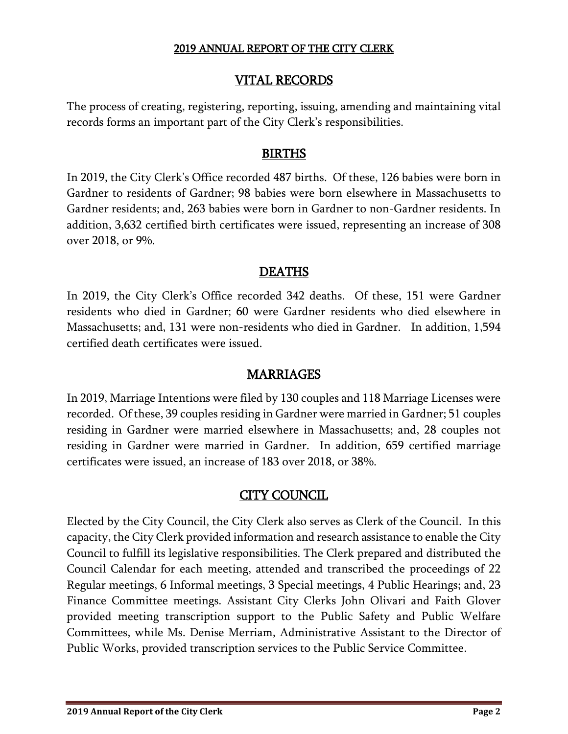# 2019 ANNUAL REPORT OF THE CITY CLERK

## VITAL RECORDS

The process of creating, registering, reporting, issuing, amending and maintaining vital records forms an important part of the City Clerk's responsibilities.

## BIRTHS

In 2019, the City Clerk's Office recorded 487 births. Of these, 126 babies were born in Gardner to residents of Gardner; 98 babies were born elsewhere in Massachusetts to Gardner residents; and, 263 babies were born in Gardner to non-Gardner residents. In addition, 3,632 certified birth certificates were issued, representing an increase of 308 over 2018, or 9%.

## DEATHS

In 2019, the City Clerk's Office recorded 342 deaths. Of these, 151 were Gardner residents who died in Gardner; 60 were Gardner residents who died elsewhere in Massachusetts; and, 131 were non-residents who died in Gardner. In addition, 1,594 certified death certificates were issued.

## MARRIAGES

In 2019, Marriage Intentions were filed by 130 couples and 118 Marriage Licenses were recorded. Of these, 39 couples residing in Gardner were married in Gardner; 51 couples residing in Gardner were married elsewhere in Massachusetts; and, 28 couples not residing in Gardner were married in Gardner. In addition, 659 certified marriage certificates were issued, an increase of 183 over 2018, or 38%.

## CITY COUNCIL

Elected by the City Council, the City Clerk also serves as Clerk of the Council. In this capacity, the City Clerk provided information and research assistance to enable the City Council to fulfill its legislative responsibilities. The Clerk prepared and distributed the Council Calendar for each meeting, attended and transcribed the proceedings of 22 Regular meetings, 6 Informal meetings, 3 Special meetings, 4 Public Hearings; and, 23 Finance Committee meetings. Assistant City Clerks John Olivari and Faith Glover provided meeting transcription support to the Public Safety and Public Welfare Committees, while Ms. Denise Merriam, Administrative Assistant to the Director of Public Works, provided transcription services to the Public Service Committee.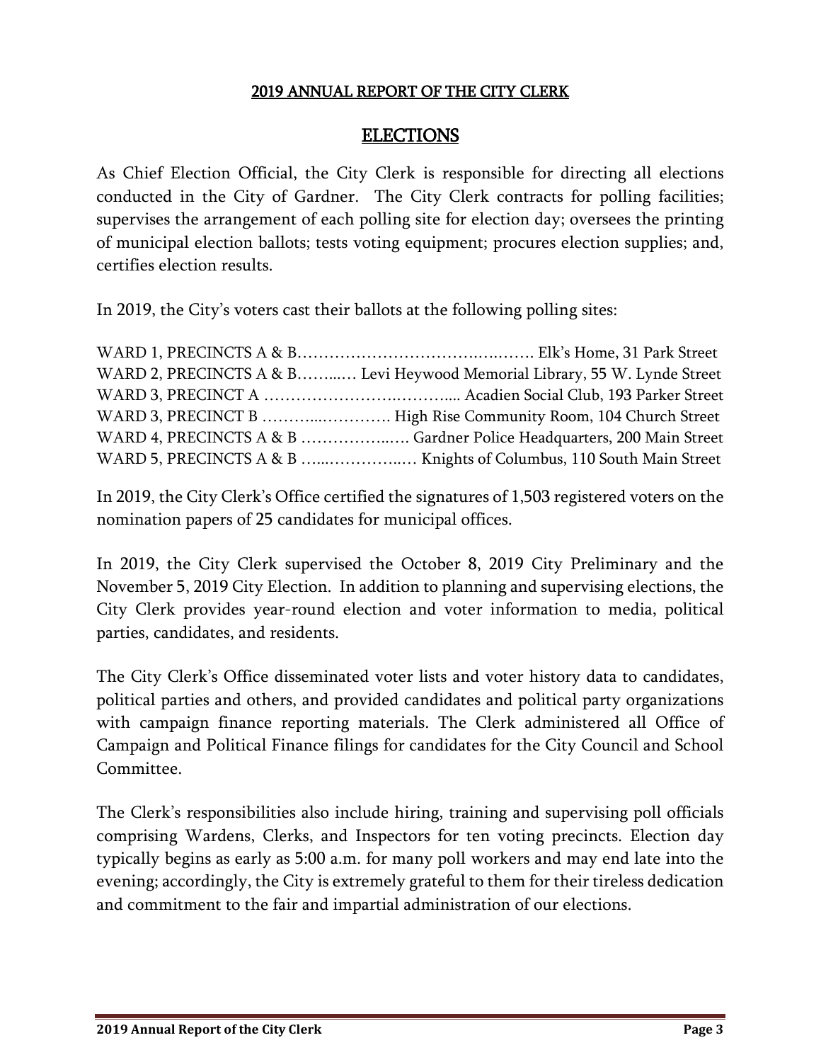## 2019 ANNUAL REPORT OF THE CITY CLERK

# ELECTIONS

As Chief Election Official, the City Clerk is responsible for directing all elections conducted in the City of Gardner. The City Clerk contracts for polling facilities; supervises the arrangement of each polling site for election day; oversees the printing of municipal election ballots; tests voting equipment; procures election supplies; and, certifies election results.

In 2019, the City's voters cast their ballots at the following polling sites:

WARD 1, PRECINCTS A & B………………………………………. Elk's Home, 31 Park Street
WARD 2, PRECINCTS A & B……..… Levi Heywood Memorial Library, 55 W. Lynde Street
WARD 3, PRECINCT A ………………………………….... Acadien Social Club, 193 Parker Street
WARD 3, PRECINCT B ………..…………. High Rise Community Room, 104 Church Street
WARD 4, PRECINCTS A & B ………………..…. Gardner Police Headquarters, 200 Main Street
WARD 5, PRECINCTS A & B …..……………..… Knights of Columbus, 110 South Main Street

In 2019, the City Clerk's Office certified the signatures of 1,503 registered voters on the nomination papers of 25 candidates for municipal offices.

In 2019, the City Clerk supervised the October 8, 2019 City Preliminary and the November 5, 2019 City Election. In addition to planning and supervising elections, the City Clerk provides year-round election and voter information to media, political parties, candidates, and residents.

The City Clerk's Office disseminated voter lists and voter history data to candidates, political parties and others, and provided candidates and political party organizations with campaign finance reporting materials. The Clerk administered all Office of Campaign and Political Finance filings for candidates for the City Council and School Committee.

The Clerk's responsibilities also include hiring, training and supervising poll officials comprising Wardens, Clerks, and Inspectors for ten voting precincts. Election day typically begins as early as 5:00 a.m. for many poll workers and may end late into the evening; accordingly, the City is extremely grateful to them for their tireless dedication and commitment to the fair and impartial administration of our elections.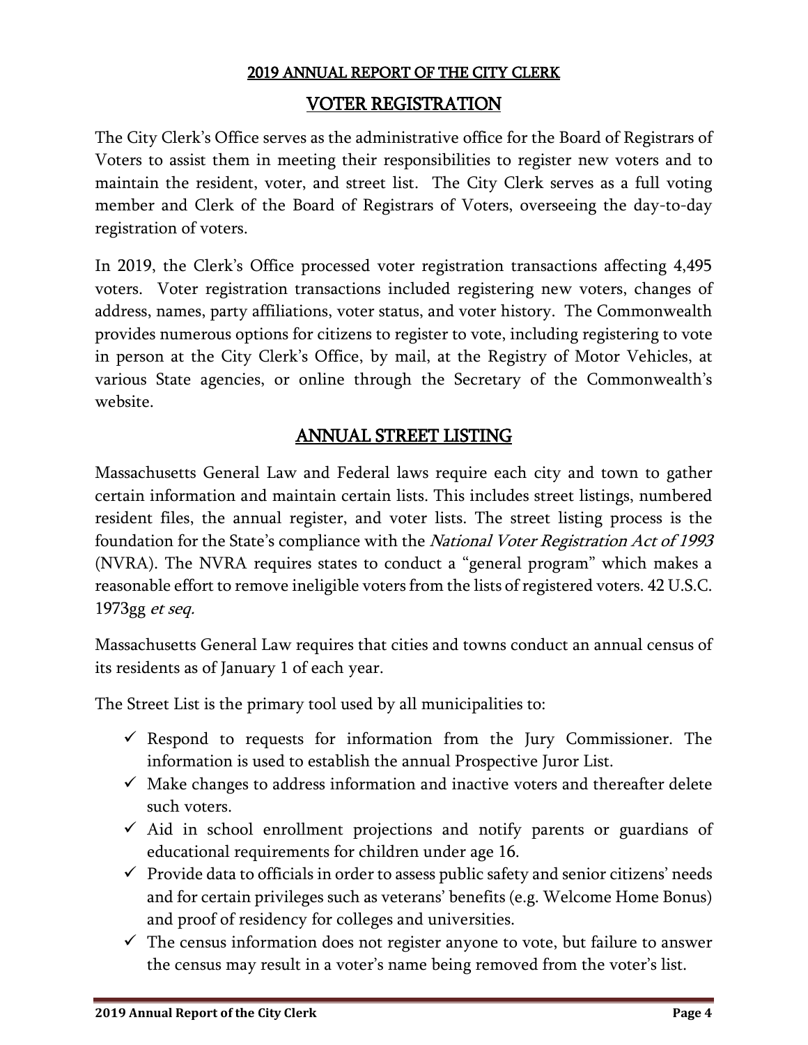## VOTER REGISTRATION

The City Clerk's Office serves as the administrative office for the Board of Registrars of Voters to assist them in meeting their responsibilities to register new voters and to maintain the resident, voter, and street list. The City Clerk serves as a full voting member and Clerk of the Board of Registrars of Voters, overseeing the day-to-day registration of voters.

In 2019, the Clerk's Office processed voter registration transactions affecting 4,495 voters. Voter registration transactions included registering new voters, changes of address, names, party affiliations, voter status, and voter history. The Commonwealth provides numerous options for citizens to register to vote, including registering to vote in person at the City Clerk's Office, by mail, at the Registry of Motor Vehicles, at various State agencies, or online through the Secretary of the Commonwealth's website.

## ANNUAL STREET LISTING

Massachusetts General Law and Federal laws require each city and town to gather certain information and maintain certain lists. This includes street listings, numbered resident files, the annual register, and voter lists. The street listing process is the foundation for the State's compliance with the *National Voter Registration Act of 1993* (NVRA). The NVRA requires states to conduct a "general program" which makes a reasonable effort to remove ineligible voters from the lists of registered voters. 42 U.S.C. 1973gg *et seq.*

Massachusetts General Law requires that cities and towns conduct an annual census of its residents as of January 1 of each year.

The Street List is the primary tool used by all municipalities to:

- ✓ Respond to requests for information from the Jury Commissioner. The information is used to establish the annual Prospective Juror List.
- ✓ Make changes to address information and inactive voters and thereafter delete such voters.
- ✓ Aid in school enrollment projections and notify parents or guardians of educational requirements for children under age 16.
- ✓ Provide data to officials in order to assess public safety and senior citizens' needs and for certain privileges such as veterans' benefits (e.g. Welcome Home Bonus) and proof of residency for colleges and universities.
- ✓ The census information does not register anyone to vote, but failure to answer the census may result in a voter's name being removed from the voter's list.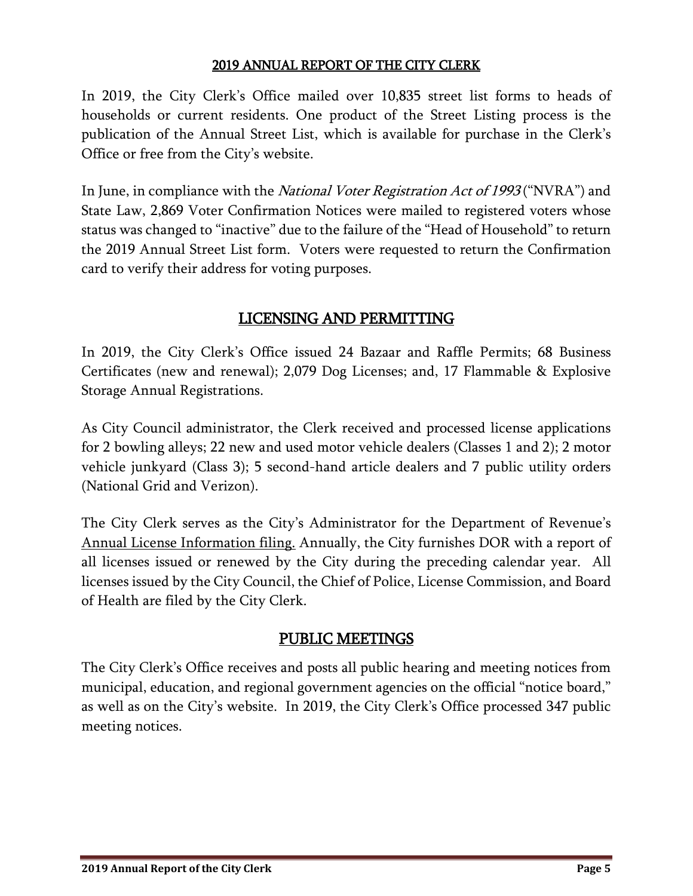## 2019 ANNUAL REPORT OF THE CITY CLERK

In 2019, the City Clerk's Office mailed over 10,835 street list forms to heads of households or current residents. One product of the Street Listing process is the publication of the Annual Street List, which is available for purchase in the Clerk's Office or free from the City's website.

In June, in compliance with the *National Voter Registration Act of 1993* ("NVRA") and State Law, 2,869 Voter Confirmation Notices were mailed to registered voters whose status was changed to "inactive" due to the failure of the "Head of Household" to return the 2019 Annual Street List form. Voters were requested to return the Confirmation card to verify their address for voting purposes.

## LICENSING AND PERMITTING

In 2019, the City Clerk's Office issued 24 Bazaar and Raffle Permits; 68 Business Certificates (new and renewal); 2,079 Dog Licenses; and, 17 Flammable & Explosive Storage Annual Registrations.

As City Council administrator, the Clerk received and processed license applications for 2 bowling alleys; 22 new and used motor vehicle dealers (Classes 1 and 2); 2 motor vehicle junkyard (Class 3); 5 second-hand article dealers and 7 public utility orders (National Grid and Verizon).

The City Clerk serves as the City's Administrator for the Department of Revenue's Annual License Information filing. Annually, the City furnishes DOR with a report of all licenses issued or renewed by the City during the preceding calendar year. All licenses issued by the City Council, the Chief of Police, License Commission, and Board of Health are filed by the City Clerk.

## PUBLIC MEETINGS

The City Clerk's Office receives and posts all public hearing and meeting notices from municipal, education, and regional government agencies on the official "notice board," as well as on the City's website. In 2019, the City Clerk's Office processed 347 public meeting notices.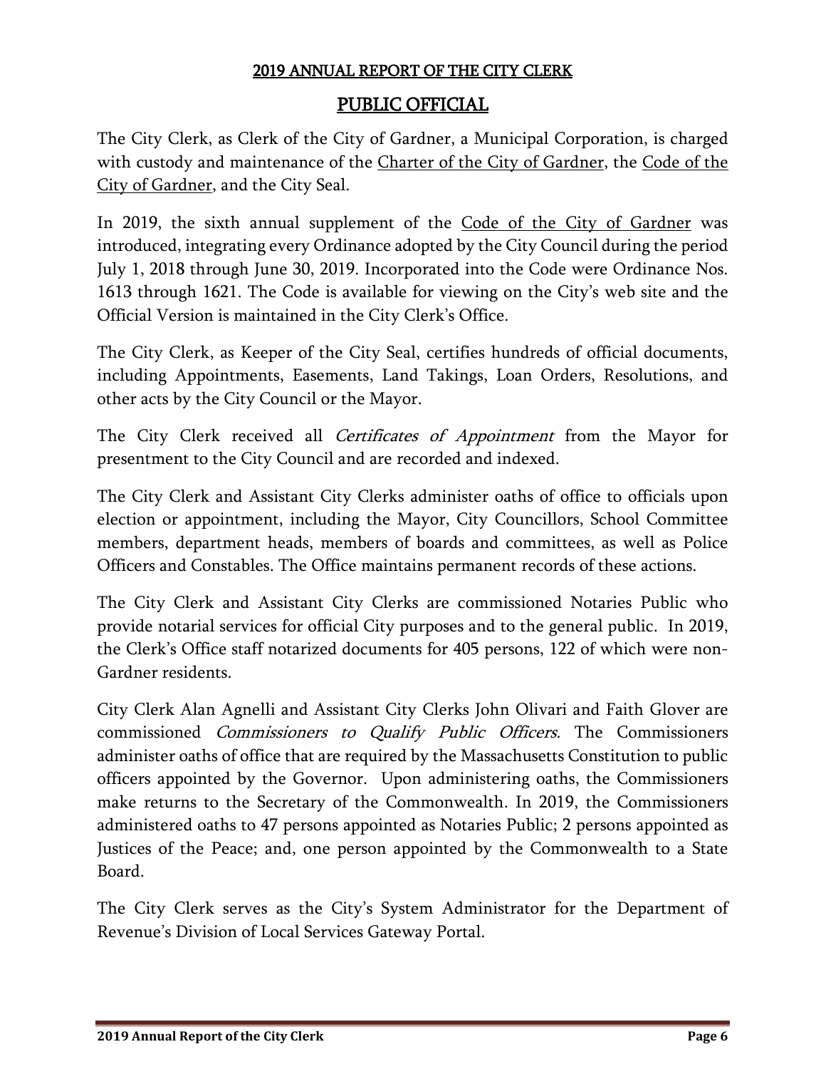## 2019 ANNUAL REPORT OF THE CITY CLERK

# PUBLIC OFFICIAL

The City Clerk, as Clerk of the City of Gardner, a Municipal Corporation, is charged with custody and maintenance of the Charter of the City of Gardner, the Code of the City of Gardner, and the City Seal.

In 2019, the sixth annual supplement of the Code of the City of Gardner was introduced, integrating every Ordinance adopted by the City Council during the period July 1, 2018 through June 30, 2019. Incorporated into the Code were Ordinance Nos. 1613 through 1621. The Code is available for viewing on the City's web site and the Official Version is maintained in the City Clerk's Office.

The City Clerk, as Keeper of the City Seal, certifies hundreds of official documents, including Appointments, Easements, Land Takings, Loan Orders, Resolutions, and other acts by the City Council or the Mayor.

The City Clerk received all *Certificates of Appointment* from the Mayor for presentment to the City Council and are recorded and indexed.

The City Clerk and Assistant City Clerks administer oaths of office to officials upon election or appointment, including the Mayor, City Councillors, School Committee members, department heads, members of boards and committees, as well as Police Officers and Constables. The Office maintains permanent records of these actions.

The City Clerk and Assistant City Clerks are commissioned Notaries Public who provide notarial services for official City purposes and to the general public. In 2019, the Clerk's Office staff notarized documents for 405 persons, 122 of which were non-Gardner residents.

City Clerk Alan Agnelli and Assistant City Clerks John Olivari and Faith Glover are commissioned *Commissioners to Qualify Public Officers.* The Commissioners administer oaths of office that are required by the Massachusetts Constitution to public officers appointed by the Governor. Upon administering oaths, the Commissioners make returns to the Secretary of the Commonwealth. In 2019, the Commissioners administered oaths to 47 persons appointed as Notaries Public; 2 persons appointed as Justices of the Peace; and, one person appointed by the Commonwealth to a State Board.

The City Clerk serves as the City's System Administrator for the Department of Revenue's Division of Local Services Gateway Portal.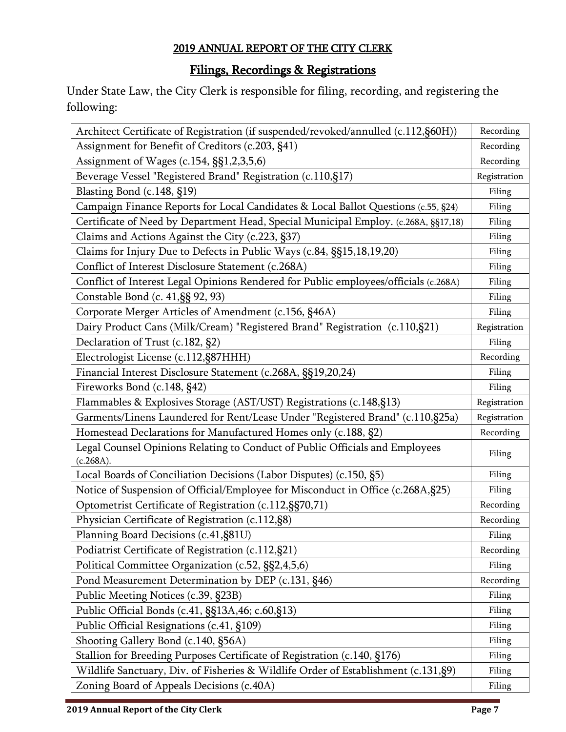## 2019 ANNUAL REPORT OF THE CITY CLERK

## Filings, Recordings & Registrations

Under State Law, the City Clerk is responsible for filing, recording, and registering the following:

| Item | Type |
|---|---|
| Architect Certificate of Registration (if suspended/revoked/annulled (c.112,§60H)) | Recording |
| Assignment for Benefit of Creditors (c.203, §41) | Recording |
| Assignment of Wages (c.154, §§1,2,3,5,6) | Recording |
| Beverage Vessel "Registered Brand" Registration (c.110,§17) | Registration |
| Blasting Bond (c.148, §19) | Filing |
| Campaign Finance Reports for Local Candidates & Local Ballot Questions (c.55, §24) | Filing |
| Certificate of Need by Department Head, Special Municipal Employ. (c.268A, §§17,18) | Filing |
| Claims and Actions Against the City (c.223, §37) | Filing |
| Claims for Injury Due to Defects in Public Ways (c.84, §§15,18,19,20) | Filing |
| Conflict of Interest Disclosure Statement (c.268A) | Filing |
| Conflict of Interest Legal Opinions Rendered for Public employees/officials (c.268A) | Filing |
| Constable Bond (c. 41,§§ 92, 93) | Filing |
| Corporate Merger Articles of Amendment (c.156, §46A) | Filing |
| Dairy Product Cans (Milk/Cream) "Registered Brand" Registration (c.110,§21) | Registration |
| Declaration of Trust (c.182, §2) | Filing |
| Electrologist License (c.112,§87HHH) | Recording |
| Financial Interest Disclosure Statement (c.268A, §§19,20,24) | Filing |
| Fireworks Bond (c.148, §42) | Filing |
| Flammables & Explosives Storage (AST/UST) Registrations (c.148,§13) | Registration |
| Garments/Linens Laundered for Rent/Lease Under "Registered Brand" (c.110,§25a) | Registration |
| Homestead Declarations for Manufactured Homes only (c.188, §2) | Recording |
| Legal Counsel Opinions Relating to Conduct of Public Officials and Employees (c.268A). | Filing |
| Local Boards of Conciliation Decisions (Labor Disputes) (c.150, §5) | Filing |
| Notice of Suspension of Official/Employee for Misconduct in Office (c.268A,§25) | Filing |
| Optometrist Certificate of Registration (c.112,§§70,71) | Recording |
| Physician Certificate of Registration (c.112,§8) | Recording |
| Planning Board Decisions (c.41,§81U) | Filing |
| Podiatrist Certificate of Registration (c.112,§21) | Recording |
| Political Committee Organization (c.52, §§2,4,5,6) | Filing |
| Pond Measurement Determination by DEP (c.131, §46) | Recording |
| Public Meeting Notices (c.39, §23B) | Filing |
| Public Official Bonds (c.41, §§13A,46; c.60,§13) | Filing |
| Public Official Resignations (c.41, §109) | Filing |
| Shooting Gallery Bond (c.140, §56A) | Filing |
| Stallion for Breeding Purposes Certificate of Registration (c.140, §176) | Filing |
| Wildlife Sanctuary, Div. of Fisheries & Wildlife Order of Establishment (c.131,§9) | Filing |
| Zoning Board of Appeals Decisions (c.40A) | Filing |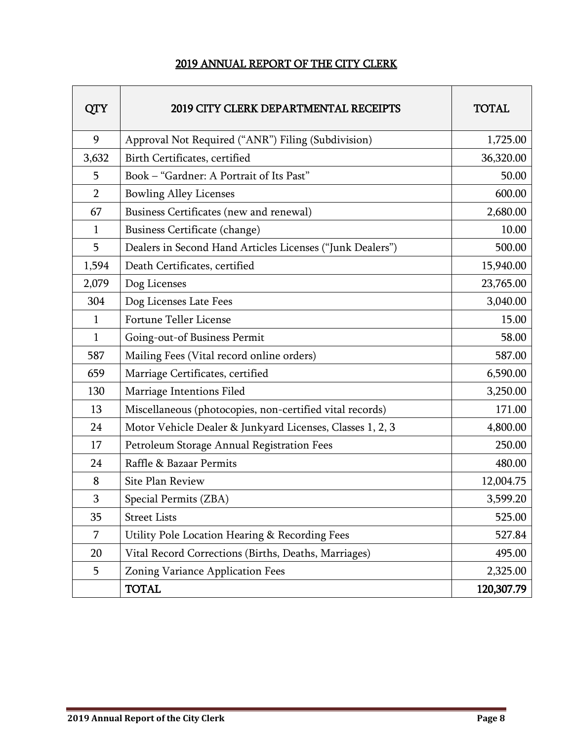# 2019 ANNUAL REPORT OF THE CITY CLERK

| QTY | 2019 CITY CLERK DEPARTMENTAL RECEIPTS | TOTAL |
|---|---|---|
| 9 | Approval Not Required (“ANR”) Filing (Subdivision) | 1,725.00 |
| 3,632 | Birth Certificates, certified | 36,320.00 |
| 5 | Book – “Gardner: A Portrait of Its Past” | 50.00 |
| 2 | Bowling Alley Licenses | 600.00 |
| 67 | Business Certificates (new and renewal) | 2,680.00 |
| 1 | Business Certificate (change) | 10.00 |
| 5 | Dealers in Second Hand Articles Licenses (“Junk Dealers”) | 500.00 |
| 1,594 | Death Certificates, certified | 15,940.00 |
| 2,079 | Dog Licenses | 23,765.00 |
| 304 | Dog Licenses Late Fees | 3,040.00 |
| 1 | Fortune Teller License | 15.00 |
| 1 | Going-out-of Business Permit | 58.00 |
| 587 | Mailing Fees (Vital record online orders) | 587.00 |
| 659 | Marriage Certificates, certified | 6,590.00 |
| 130 | Marriage Intentions Filed | 3,250.00 |
| 13 | Miscellaneous (photocopies, non-certified vital records) | 171.00 |
| 24 | Motor Vehicle Dealer & Junkyard Licenses, Classes 1, 2, 3 | 4,800.00 |
| 17 | Petroleum Storage Annual Registration Fees | 250.00 |
| 24 | Raffle & Bazaar Permits | 480.00 |
| 8 | Site Plan Review | 12,004.75 |
| 3 | Special Permits (ZBA) | 3,599.20 |
| 35 | Street Lists | 525.00 |
| 7 | Utility Pole Location Hearing & Recording Fees | 527.84 |
| 20 | Vital Record Corrections (Births, Deaths, Marriages) | 495.00 |
| 5 | Zoning Variance Application Fees | 2,325.00 |
| | **TOTAL** | **120,307.79** |